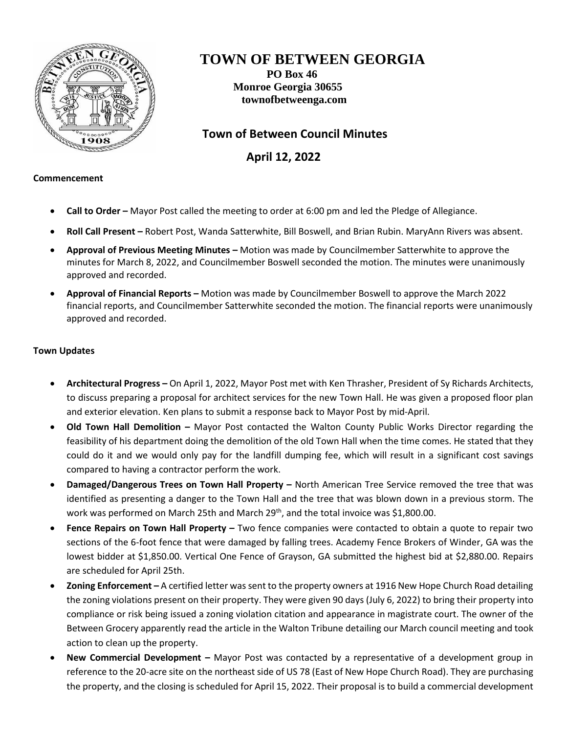# TOWN OF BETWEEN GEORGIA

**PO Box 46**
**Monroe Georgia 30655**
**townofbetweenga.com**

## Town of Between Council Minutes

## April 12, 2022

**Commencement**

- **Call to Order –** Mayor Post called the meeting to order at 6:00 pm and led the Pledge of Allegiance.
- **Roll Call Present –** Robert Post, Wanda Satterwhite, Bill Boswell, and Brian Rubin. MaryAnn Rivers was absent.
- **Approval of Previous Meeting Minutes –** Motion was made by Councilmember Satterwhite to approve the minutes for March 8, 2022, and Councilmember Boswell seconded the motion. The minutes were unanimously approved and recorded.
- **Approval of Financial Reports –** Motion was made by Councilmember Boswell to approve the March 2022 financial reports, and Councilmember Satterwhite seconded the motion. The financial reports were unanimously approved and recorded.

**Town Updates**

- **Architectural Progress –** On April 1, 2022, Mayor Post met with Ken Thrasher, President of Sy Richards Architects, to discuss preparing a proposal for architect services for the new Town Hall. He was given a proposed floor plan and exterior elevation. Ken plans to submit a response back to Mayor Post by mid-April.
- **Old Town Hall Demolition –** Mayor Post contacted the Walton County Public Works Director regarding the feasibility of his department doing the demolition of the old Town Hall when the time comes. He stated that they could do it and we would only pay for the landfill dumping fee, which will result in a significant cost savings compared to having a contractor perform the work.
- **Damaged/Dangerous Trees on Town Hall Property –** North American Tree Service removed the tree that was identified as presenting a danger to the Town Hall and the tree that was blown down in a previous storm. The work was performed on March 25th and March 29th, and the total invoice was $1,800.00.
- **Fence Repairs on Town Hall Property –** Two fence companies were contacted to obtain a quote to repair two sections of the 6-foot fence that were damaged by falling trees. Academy Fence Brokers of Winder, GA was the lowest bidder at $1,850.00. Vertical One Fence of Grayson, GA submitted the highest bid at $2,880.00. Repairs are scheduled for April 25th.
- **Zoning Enforcement –** A certified letter was sent to the property owners at 1916 New Hope Church Road detailing the zoning violations present on their property. They were given 90 days (July 6, 2022) to bring their property into compliance or risk being issued a zoning violation citation and appearance in magistrate court. The owner of the Between Grocery apparently read the article in the Walton Tribune detailing our March council meeting and took action to clean up the property.
- **New Commercial Development –** Mayor Post was contacted by a representative of a development group in reference to the 20-acre site on the northeast side of US 78 (East of New Hope Church Road). They are purchasing the property, and the closing is scheduled for April 15, 2022. Their proposal is to build a commercial development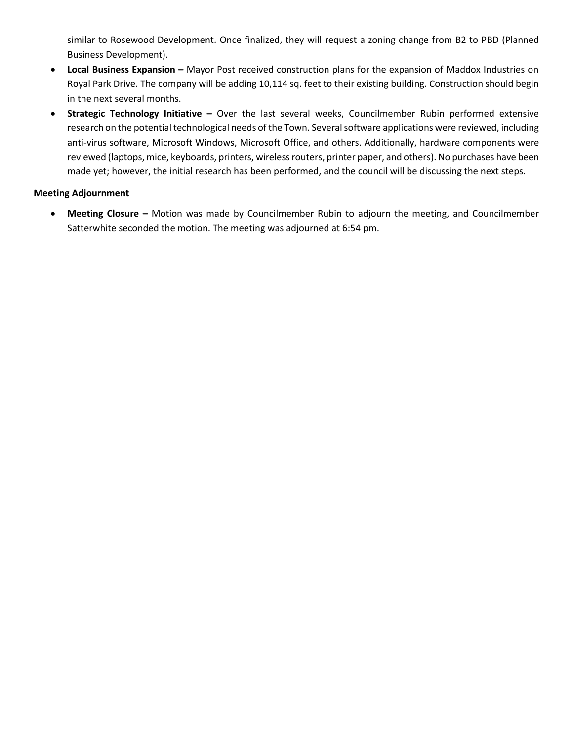similar to Rosewood Development. Once finalized, they will request a zoning change from B2 to PBD (Planned Business Development).

- **Local Business Expansion –** Mayor Post received construction plans for the expansion of Maddox Industries on Royal Park Drive. The company will be adding 10,114 sq. feet to their existing building. Construction should begin in the next several months.
- **Strategic Technology Initiative –** Over the last several weeks, Councilmember Rubin performed extensive research on the potential technological needs of the Town. Several software applications were reviewed, including anti-virus software, Microsoft Windows, Microsoft Office, and others. Additionally, hardware components were reviewed (laptops, mice, keyboards, printers, wireless routers, printer paper, and others). No purchases have been made yet; however, the initial research has been performed, and the council will be discussing the next steps.

**Meeting Adjournment**

- **Meeting Closure –** Motion was made by Councilmember Rubin to adjourn the meeting, and Councilmember Satterwhite seconded the motion. The meeting was adjourned at 6:54 pm.